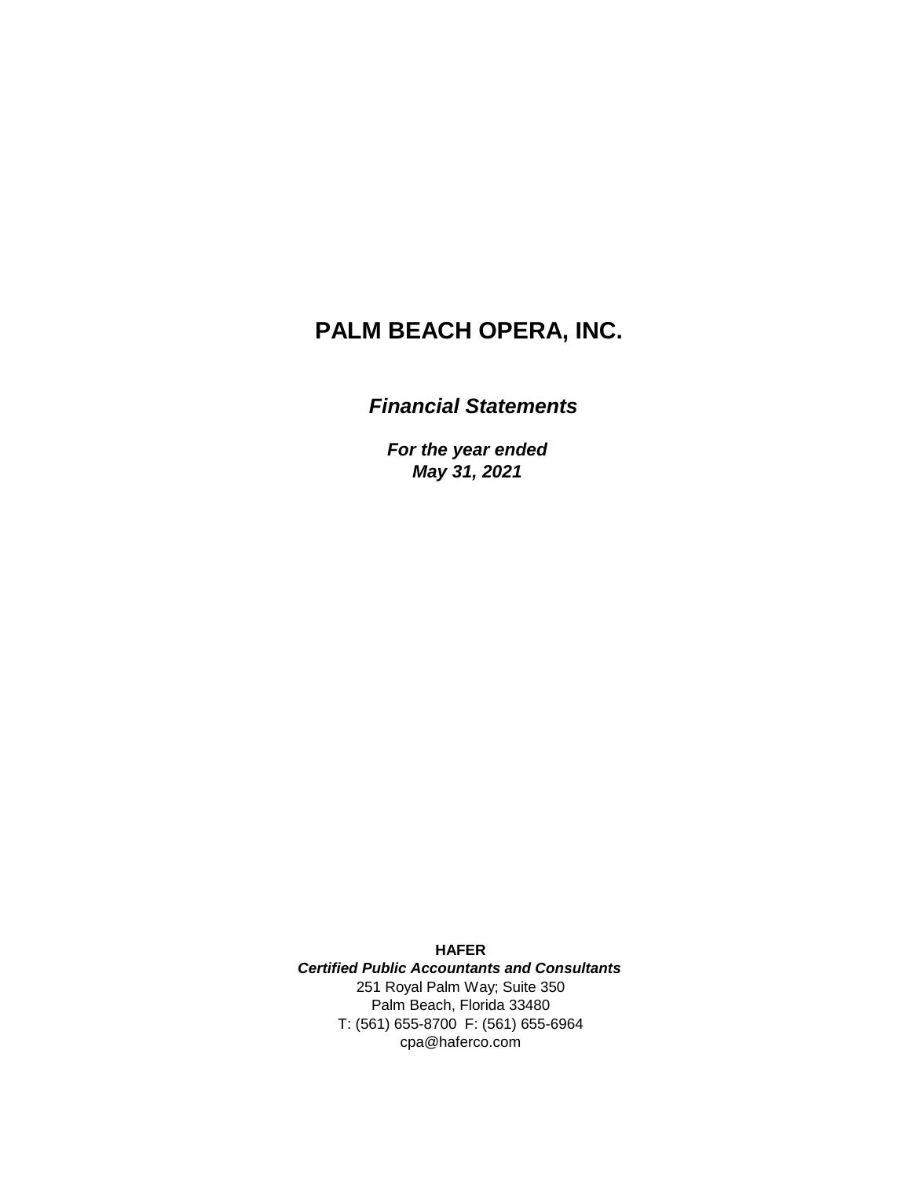# PALM BEACH OPERA, INC.

***Financial Statements***

***For the year ended***
***May 31, 2021***

**HAFER**
***Certified Public Accountants and Consultants***
251 Royal Palm Way; Suite 350
Palm Beach, Florida 33480
T: (561) 655-8700 F: (561) 655-6964
cpa@haferco.com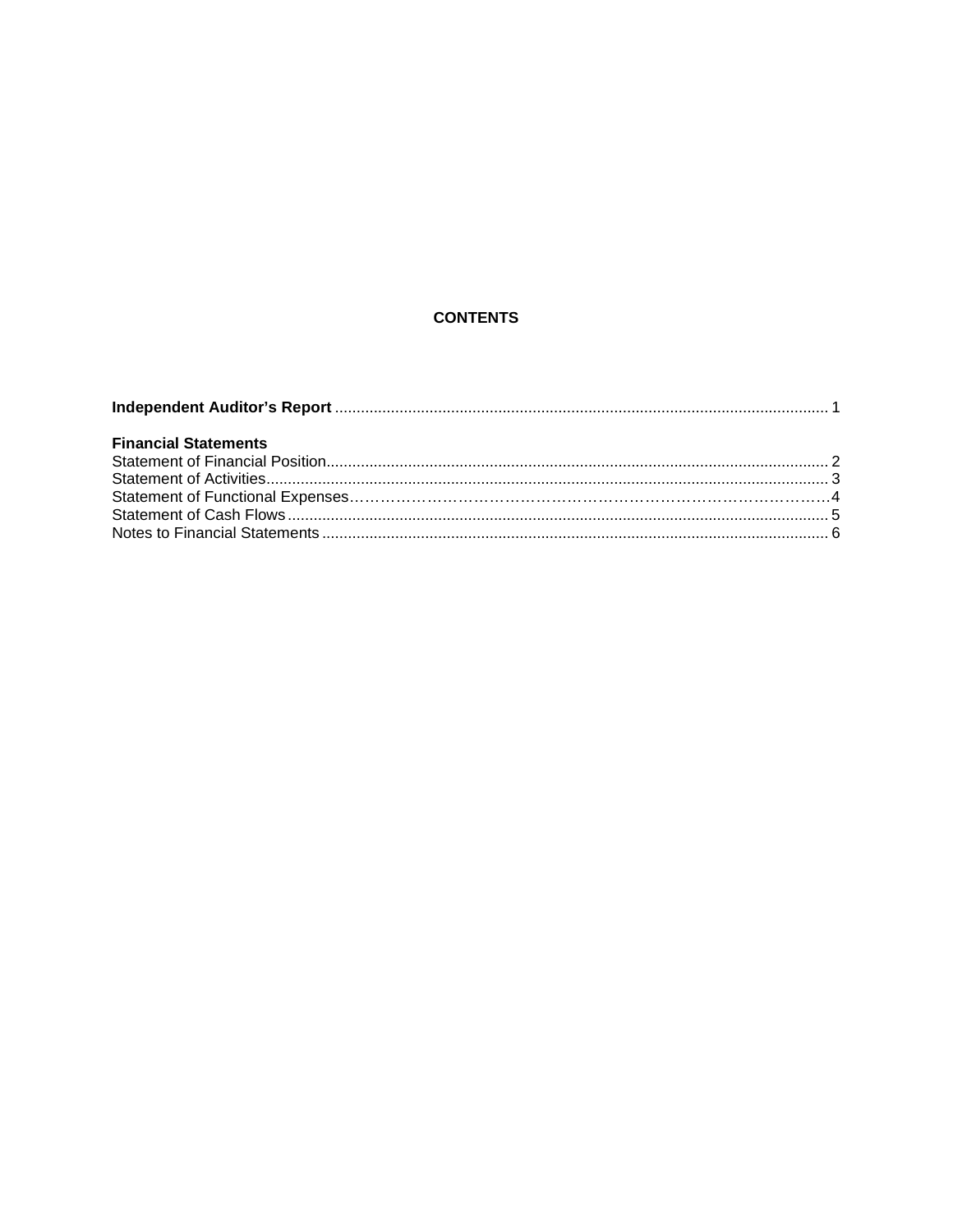# CONTENTS

**Independent Auditor's Report** .................................................................................................................. 1

**Financial Statements**

Statement of Financial Position..................................................................................................................... 2
Statement of Activities.................................................................................................................................... 3
Statement of Functional Expenses………………………………………………………………………………4
Statement of Cash Flows.............................................................................................................................. 5
Notes to Financial Statements....................................................................................................................... 6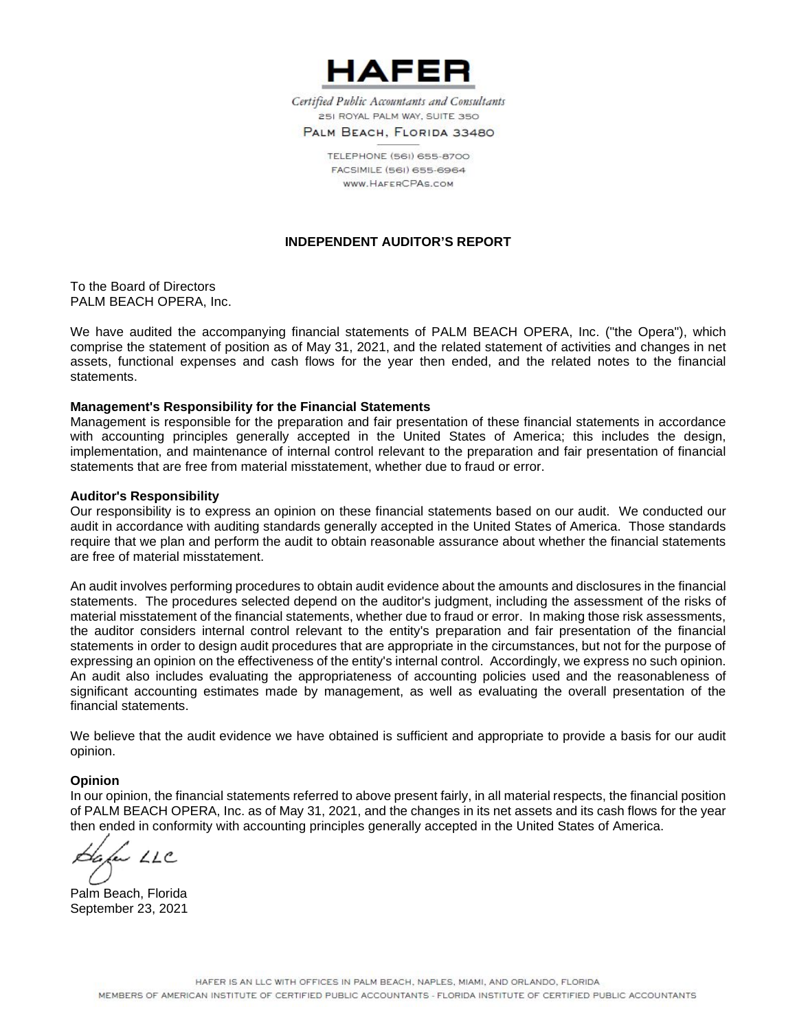# HAFER

*Certified Public Accountants and Consultants*
251 ROYAL PALM WAY, SUITE 350
PALM BEACH, FLORIDA 33480

TELEPHONE (561) 655-8700
FACSIMILE (561) 655-6964
WWW.HAFERCPAS.COM

## INDEPENDENT AUDITOR'S REPORT

To the Board of Directors
PALM BEACH OPERA, Inc.

We have audited the accompanying financial statements of PALM BEACH OPERA, Inc. ("the Opera"), which comprise the statement of position as of May 31, 2021, and the related statement of activities and changes in net assets, functional expenses and cash flows for the year then ended, and the related notes to the financial statements.

**Management's Responsibility for the Financial Statements**
Management is responsible for the preparation and fair presentation of these financial statements in accordance with accounting principles generally accepted in the United States of America; this includes the design, implementation, and maintenance of internal control relevant to the preparation and fair presentation of financial statements that are free from material misstatement, whether due to fraud or error.

**Auditor's Responsibility**
Our responsibility is to express an opinion on these financial statements based on our audit. We conducted our audit in accordance with auditing standards generally accepted in the United States of America. Those standards require that we plan and perform the audit to obtain reasonable assurance about whether the financial statements are free of material misstatement.

An audit involves performing procedures to obtain audit evidence about the amounts and disclosures in the financial statements. The procedures selected depend on the auditor's judgment, including the assessment of the risks of material misstatement of the financial statements, whether due to fraud or error. In making those risk assessments, the auditor considers internal control relevant to the entity's preparation and fair presentation of the financial statements in order to design audit procedures that are appropriate in the circumstances, but not for the purpose of expressing an opinion on the effectiveness of the entity's internal control. Accordingly, we express no such opinion. An audit also includes evaluating the appropriateness of accounting policies used and the reasonableness of significant accounting estimates made by management, as well as evaluating the overall presentation of the financial statements.

We believe that the audit evidence we have obtained is sufficient and appropriate to provide a basis for our audit opinion.

**Opinion**
In our opinion, the financial statements referred to above present fairly, in all material respects, the financial position of PALM BEACH OPERA, Inc. as of May 31, 2021, and the changes in its net assets and its cash flows for the year then ended in conformity with accounting principles generally accepted in the United States of America.

Hafer LLC

Palm Beach, Florida
September 23, 2021

HAFER IS AN LLC WITH OFFICES IN PALM BEACH, NAPLES, MIAMI, AND ORLANDO, FLORIDA
MEMBERS OF AMERICAN INSTITUTE OF CERTIFIED PUBLIC ACCOUNTANTS - FLORIDA INSTITUTE OF CERTIFIED PUBLIC ACCOUNTANTS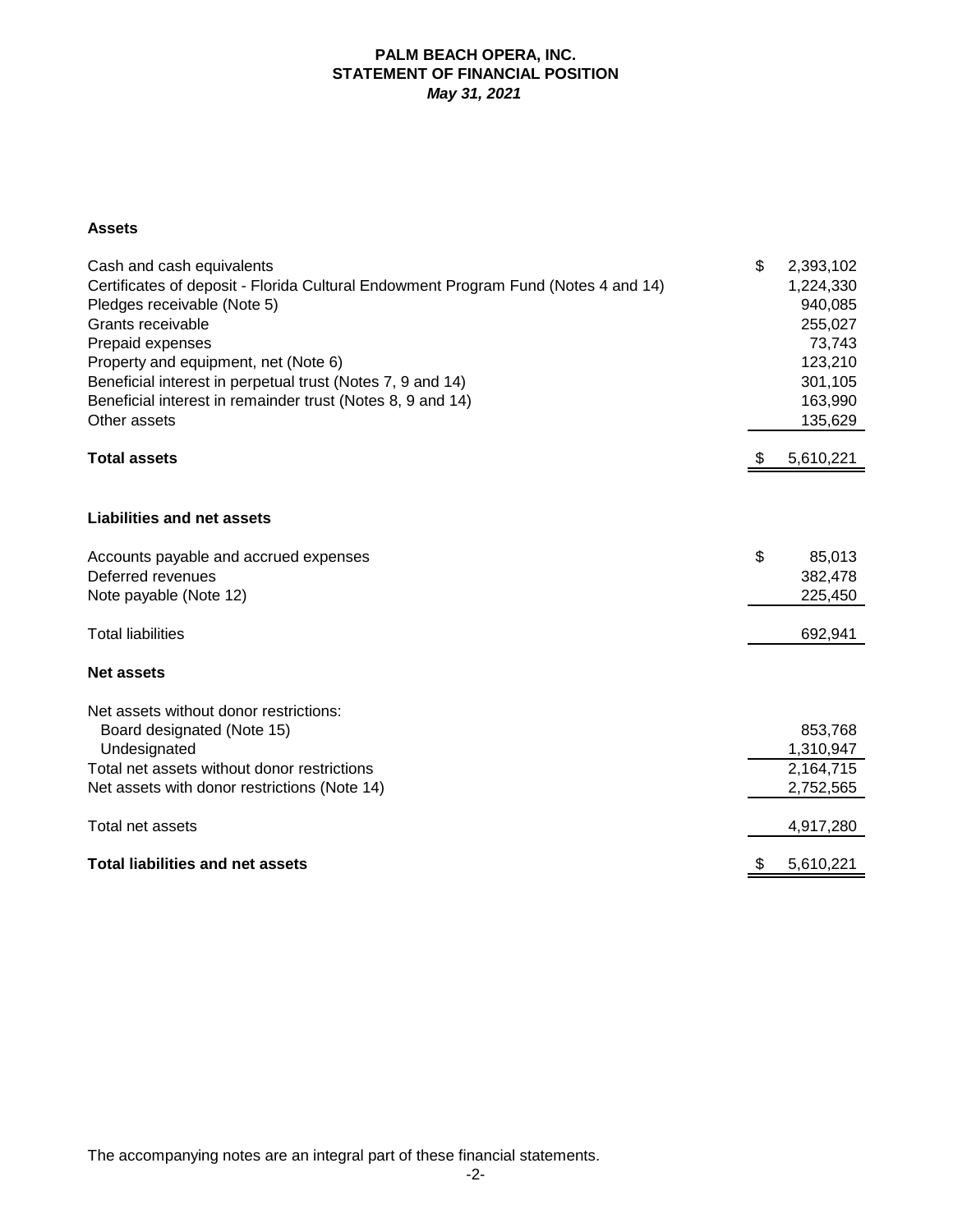# PALM BEACH OPERA, INC.
## STATEMENT OF FINANCIAL POSITION
### *May 31, 2021*

**Assets**

| | |
|---|---|
| Cash and cash equivalents | $ 2,393,102 |
| Certificates of deposit - Florida Cultural Endowment Program Fund (Notes 4 and 14) | 1,224,330 |
| Pledges receivable (Note 5) | 940,085 |
| Grants receivable | 255,027 |
| Prepaid expenses | 73,743 |
| Property and equipment, net (Note 6) | 123,210 |
| Beneficial interest in perpetual trust (Notes 7, 9 and 14) | 301,105 |
| Beneficial interest in remainder trust (Notes 8, 9 and 14) | 163,990 |
| Other assets | 135,629 |
| **Total assets** | $ 5,610,221 |

**Liabilities and net assets**

| | |
|---|---|
| Accounts payable and accrued expenses | $ 85,013 |
| Deferred revenues | 382,478 |
| Note payable (Note 12) | 225,450 |
| Total liabilities | 692,941 |

**Net assets**

| | |
|---|---|
| Net assets without donor restrictions: | |
| Board designated (Note 15) | 853,768 |
| Undesignated | 1,310,947 |
| Total net assets without donor restrictions | 2,164,715 |
| Net assets with donor restrictions (Note 14) | 2,752,565 |
| Total net assets | 4,917,280 |
| **Total liabilities and net assets** | $ 5,610,221 |

The accompanying notes are an integral part of these financial statements.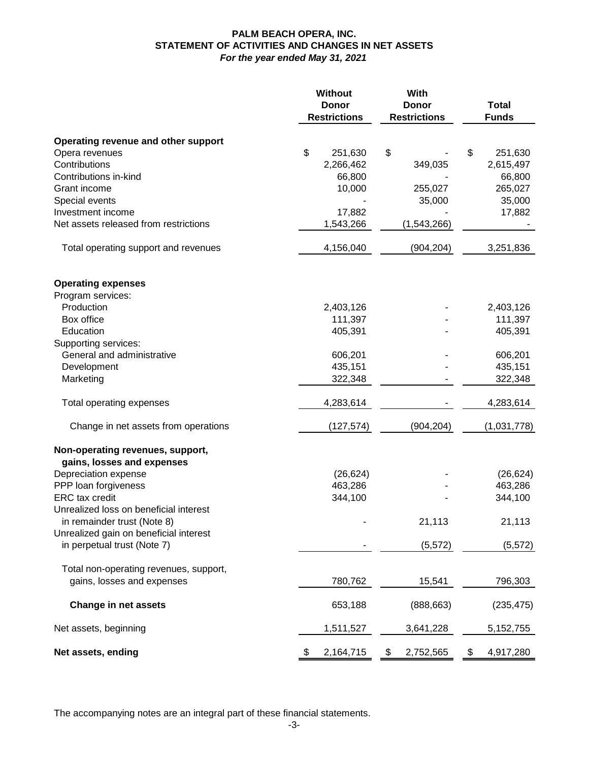**PALM BEACH OPERA, INC.**
**STATEMENT OF ACTIVITIES AND CHANGES IN NET ASSETS**
***For the year ended May 31, 2021***

| | Without Donor Restrictions | With Donor Restrictions | Total Funds |
|---|---|---|---|
| **Operating revenue and other support** | | | |
| Opera revenues | $ 251,630 | $ - | $ 251,630 |
| Contributions | 2,266,462 | 349,035 | 2,615,497 |
| Contributions in-kind | 66,800 | - | 66,800 |
| Grant income | 10,000 | 255,027 | 265,027 |
| Special events | - | 35,000 | 35,000 |
| Investment income | 17,882 | - | 17,882 |
| Net assets released from restrictions | 1,543,266 | (1,543,266) | - |
| Total operating support and revenues | 4,156,040 | (904,204) | 3,251,836 |
| **Operating expenses** | | | |
| Program services: | | | |
| Production | 2,403,126 | - | 2,403,126 |
| Box office | 111,397 | - | 111,397 |
| Education | 405,391 | - | 405,391 |
| Supporting services: | | | |
| General and administrative | 606,201 | - | 606,201 |
| Development | 435,151 | - | 435,151 |
| Marketing | 322,348 | - | 322,348 |
| Total operating expenses | 4,283,614 | - | 4,283,614 |
| Change in net assets from operations | (127,574) | (904,204) | (1,031,778) |
| **Non-operating revenues, support, gains, losses and expenses** | | | |
| Depreciation expense | (26,624) | - | (26,624) |
| PPP loan forgiveness | 463,286 | - | 463,286 |
| ERC tax credit | 344,100 | - | 344,100 |
| Unrealized loss on beneficial interest in remainder trust (Note 8) | - | 21,113 | 21,113 |
| Unrealized gain on beneficial interest in perpetual trust (Note 7) | - | (5,572) | (5,572) |
| Total non-operating revenues, support, gains, losses and expenses | 780,762 | 15,541 | 796,303 |
| **Change in net assets** | 653,188 | (888,663) | (235,475) |
| Net assets, beginning | 1,511,527 | 3,641,228 | 5,152,755 |
| **Net assets, ending** | $ 2,164,715 | $ 2,752,565 | $ 4,917,280 |

The accompanying notes are an integral part of these financial statements.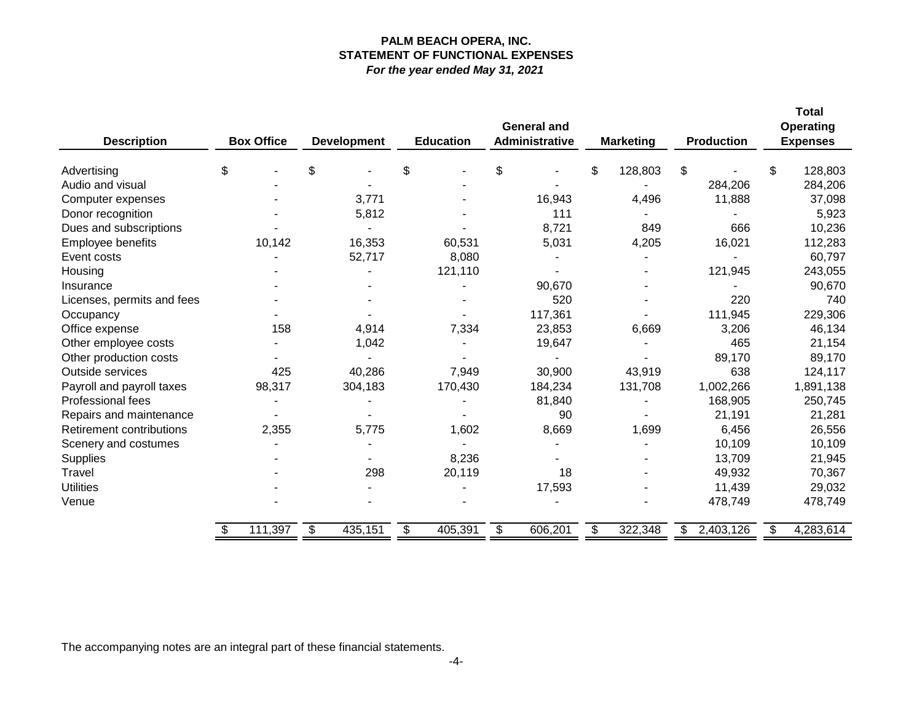**PALM BEACH OPERA, INC.**
**STATEMENT OF FUNCTIONAL EXPENSES**
***For the year ended May 31, 2021***

| Description | Box Office | Development | Education | General and Administrative | Marketing | Production | Total Operating Expenses |
|---|---|---|---|---|---|---|---|
| Advertising | $ - | $ - | $ - | $ - | $ 128,803 | $ - | $ 128,803 |
| Audio and visual | - | - | - | - | - | 284,206 | 284,206 |
| Computer expenses | - | 3,771 | - | 16,943 | 4,496 | 11,888 | 37,098 |
| Donor recognition | - | 5,812 | - | 111 | - | - | 5,923 |
| Dues and subscriptions | - | - | - | 8,721 | 849 | 666 | 10,236 |
| Employee benefits | 10,142 | 16,353 | 60,531 | 5,031 | 4,205 | 16,021 | 112,283 |
| Event costs | - | 52,717 | 8,080 | - | - | - | 60,797 |
| Housing | - | - | 121,110 | - | - | 121,945 | 243,055 |
| Insurance | - | - | - | 90,670 | - | - | 90,670 |
| Licenses, permits and fees | - | - | - | 520 | - | 220 | 740 |
| Occupancy | - | - | - | 117,361 | - | 111,945 | 229,306 |
| Office expense | 158 | 4,914 | 7,334 | 23,853 | 6,669 | 3,206 | 46,134 |
| Other employee costs | - | 1,042 | - | 19,647 | - | 465 | 21,154 |
| Other production costs | - | - | - | - | - | 89,170 | 89,170 |
| Outside services | 425 | 40,286 | 7,949 | 30,900 | 43,919 | 638 | 124,117 |
| Payroll and payroll taxes | 98,317 | 304,183 | 170,430 | 184,234 | 131,708 | 1,002,266 | 1,891,138 |
| Professional fees | - | - | - | 81,840 | - | 168,905 | 250,745 |
| Repairs and maintenance | - | - | - | 90 | - | 21,191 | 21,281 |
| Retirement contributions | 2,355 | 5,775 | 1,602 | 8,669 | 1,699 | 6,456 | 26,556 |
| Scenery and costumes | - | - | - | - | - | 10,109 | 10,109 |
| Supplies | - | - | 8,236 | - | - | 13,709 | 21,945 |
| Travel | - | 298 | 20,119 | 18 | - | 49,932 | 70,367 |
| Utilities | - | - | - | 17,593 | - | 11,439 | 29,032 |
| Venue | - | - | - | - | - | 478,749 | 478,749 |
| | $ 111,397 | $ 435,151 | $ 405,391 | $ 606,201 | $ 322,348 | $ 2,403,126 | $ 4,283,614 |

The accompanying notes are an integral part of these financial statements.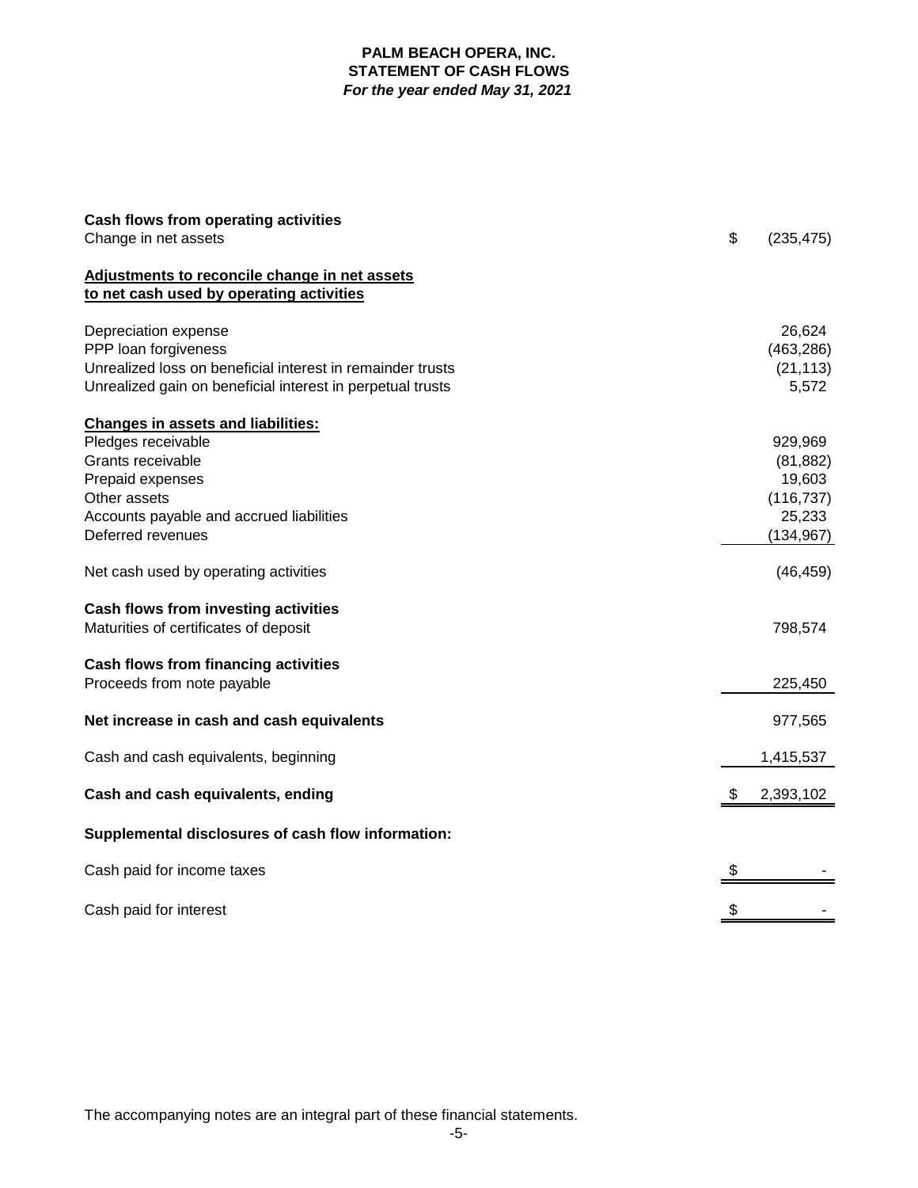**PALM BEACH OPERA, INC.**
**STATEMENT OF CASH FLOWS**
***For the year ended May 31, 2021***

| | |
|---|---:|
| **Cash flows from operating activities** | |
| Change in net assets | $ (235,475) |
| **Adjustments to reconcile change in net assets to net cash used by operating activities** | |
| Depreciation expense | 26,624 |
| PPP loan forgiveness | (463,286) |
| Unrealized loss on beneficial interest in remainder trusts | (21,113) |
| Unrealized gain on beneficial interest in perpetual trusts | 5,572 |
| **Changes in assets and liabilities:** | |
| Pledges receivable | 929,969 |
| Grants receivable | (81,882) |
| Prepaid expenses | 19,603 |
| Other assets | (116,737) |
| Accounts payable and accrued liabilities | 25,233 |
| Deferred revenues | (134,967) |
| Net cash used by operating activities | (46,459) |
| **Cash flows from investing activities** | |
| Maturities of certificates of deposit | 798,574 |
| **Cash flows from financing activities** | |
| Proceeds from note payable | 225,450 |
| **Net increase in cash and cash equivalents** | 977,565 |
| Cash and cash equivalents, beginning | 1,415,537 |
| **Cash and cash equivalents, ending** | $ 2,393,102 |
| **Supplemental disclosures of cash flow information:** | |
| Cash paid for income taxes | $ - |
| Cash paid for interest | $ - |

The accompanying notes are an integral part of these financial statements.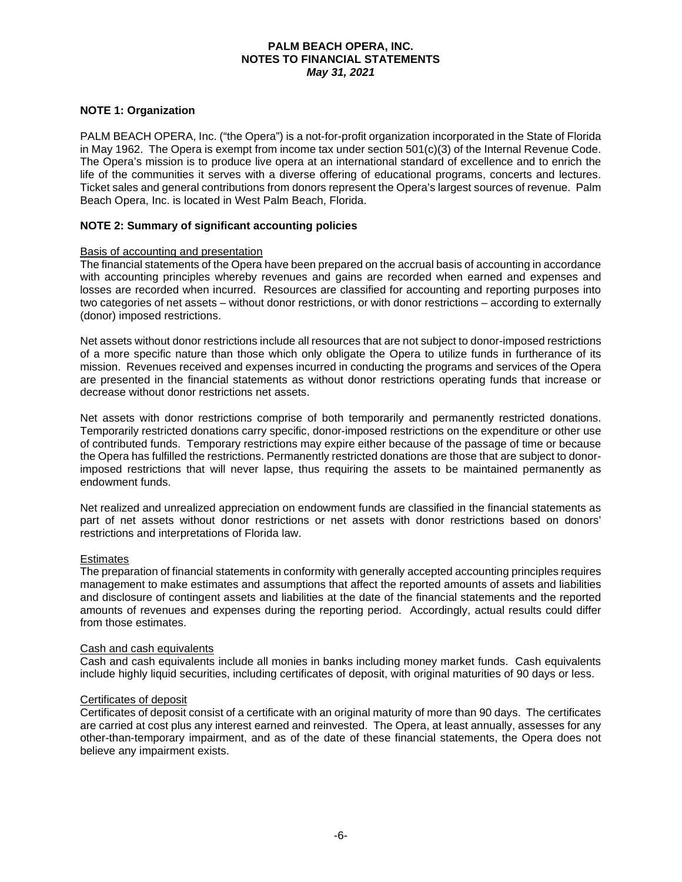**PALM BEACH OPERA, INC.**
**NOTES TO FINANCIAL STATEMENTS**
***May 31, 2021***

## NOTE 1: Organization

PALM BEACH OPERA, Inc. ("the Opera") is a not-for-profit organization incorporated in the State of Florida in May 1962. The Opera is exempt from income tax under section 501(c)(3) of the Internal Revenue Code. The Opera's mission is to produce live opera at an international standard of excellence and to enrich the life of the communities it serves with a diverse offering of educational programs, concerts and lectures. Ticket sales and general contributions from donors represent the Opera's largest sources of revenue. Palm Beach Opera, Inc. is located in West Palm Beach, Florida.

## NOTE 2: Summary of significant accounting policies

### Basis of accounting and presentation

The financial statements of the Opera have been prepared on the accrual basis of accounting in accordance with accounting principles whereby revenues and gains are recorded when earned and expenses and losses are recorded when incurred. Resources are classified for accounting and reporting purposes into two categories of net assets – without donor restrictions, or with donor restrictions – according to externally (donor) imposed restrictions.

Net assets without donor restrictions include all resources that are not subject to donor-imposed restrictions of a more specific nature than those which only obligate the Opera to utilize funds in furtherance of its mission. Revenues received and expenses incurred in conducting the programs and services of the Opera are presented in the financial statements as without donor restrictions operating funds that increase or decrease without donor restrictions net assets.

Net assets with donor restrictions comprise of both temporarily and permanently restricted donations. Temporarily restricted donations carry specific, donor-imposed restrictions on the expenditure or other use of contributed funds. Temporary restrictions may expire either because of the passage of time or because the Opera has fulfilled the restrictions. Permanently restricted donations are those that are subject to donor-imposed restrictions that will never lapse, thus requiring the assets to be maintained permanently as endowment funds.

Net realized and unrealized appreciation on endowment funds are classified in the financial statements as part of net assets without donor restrictions or net assets with donor restrictions based on donors' restrictions and interpretations of Florida law.

### Estimates

The preparation of financial statements in conformity with generally accepted accounting principles requires management to make estimates and assumptions that affect the reported amounts of assets and liabilities and disclosure of contingent assets and liabilities at the date of the financial statements and the reported amounts of revenues and expenses during the reporting period. Accordingly, actual results could differ from those estimates.

### Cash and cash equivalents

Cash and cash equivalents include all monies in banks including money market funds. Cash equivalents include highly liquid securities, including certificates of deposit, with original maturities of 90 days or less.

### Certificates of deposit

Certificates of deposit consist of a certificate with an original maturity of more than 90 days. The certificates are carried at cost plus any interest earned and reinvested. The Opera, at least annually, assesses for any other-than-temporary impairment, and as of the date of these financial statements, the Opera does not believe any impairment exists.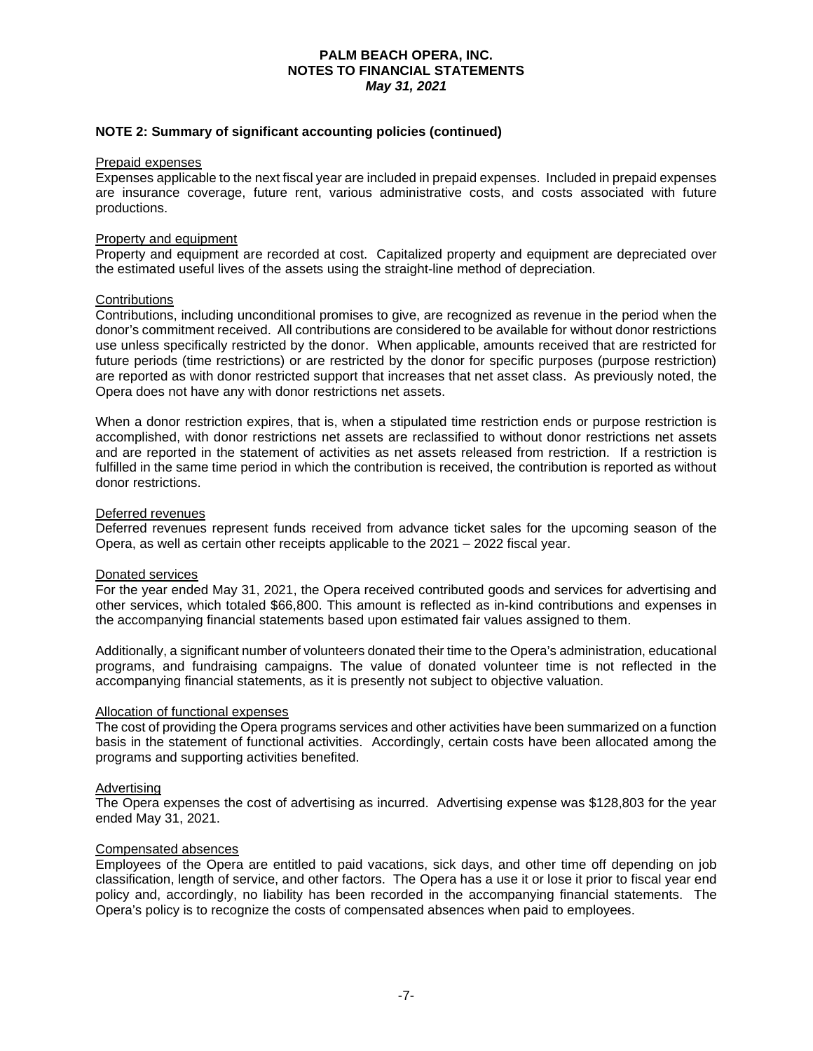## NOTE 2: Summary of significant accounting policies (continued)

Prepaid expenses

Expenses applicable to the next fiscal year are included in prepaid expenses. Included in prepaid expenses are insurance coverage, future rent, various administrative costs, and costs associated with future productions.

Property and equipment

Property and equipment are recorded at cost. Capitalized property and equipment are depreciated over the estimated useful lives of the assets using the straight-line method of depreciation.

Contributions

Contributions, including unconditional promises to give, are recognized as revenue in the period when the donor's commitment received. All contributions are considered to be available for without donor restrictions use unless specifically restricted by the donor. When applicable, amounts received that are restricted for future periods (time restrictions) or are restricted by the donor for specific purposes (purpose restriction) are reported as with donor restricted support that increases that net asset class. As previously noted, the Opera does not have any with donor restrictions net assets.

When a donor restriction expires, that is, when a stipulated time restriction ends or purpose restriction is accomplished, with donor restrictions net assets are reclassified to without donor restrictions net assets and are reported in the statement of activities as net assets released from restriction. If a restriction is fulfilled in the same time period in which the contribution is received, the contribution is reported as without donor restrictions.

Deferred revenues

Deferred revenues represent funds received from advance ticket sales for the upcoming season of the Opera, as well as certain other receipts applicable to the 2021 – 2022 fiscal year.

Donated services

For the year ended May 31, 2021, the Opera received contributed goods and services for advertising and other services, which totaled $66,800. This amount is reflected as in-kind contributions and expenses in the accompanying financial statements based upon estimated fair values assigned to them.

Additionally, a significant number of volunteers donated their time to the Opera's administration, educational programs, and fundraising campaigns. The value of donated volunteer time is not reflected in the accompanying financial statements, as it is presently not subject to objective valuation.

Allocation of functional expenses

The cost of providing the Opera programs services and other activities have been summarized on a function basis in the statement of functional activities. Accordingly, certain costs have been allocated among the programs and supporting activities benefited.

Advertising

The Opera expenses the cost of advertising as incurred. Advertising expense was $128,803 for the year ended May 31, 2021.

Compensated absences

Employees of the Opera are entitled to paid vacations, sick days, and other time off depending on job classification, length of service, and other factors. The Opera has a use it or lose it prior to fiscal year end policy and, accordingly, no liability has been recorded in the accompanying financial statements. The Opera's policy is to recognize the costs of compensated absences when paid to employees.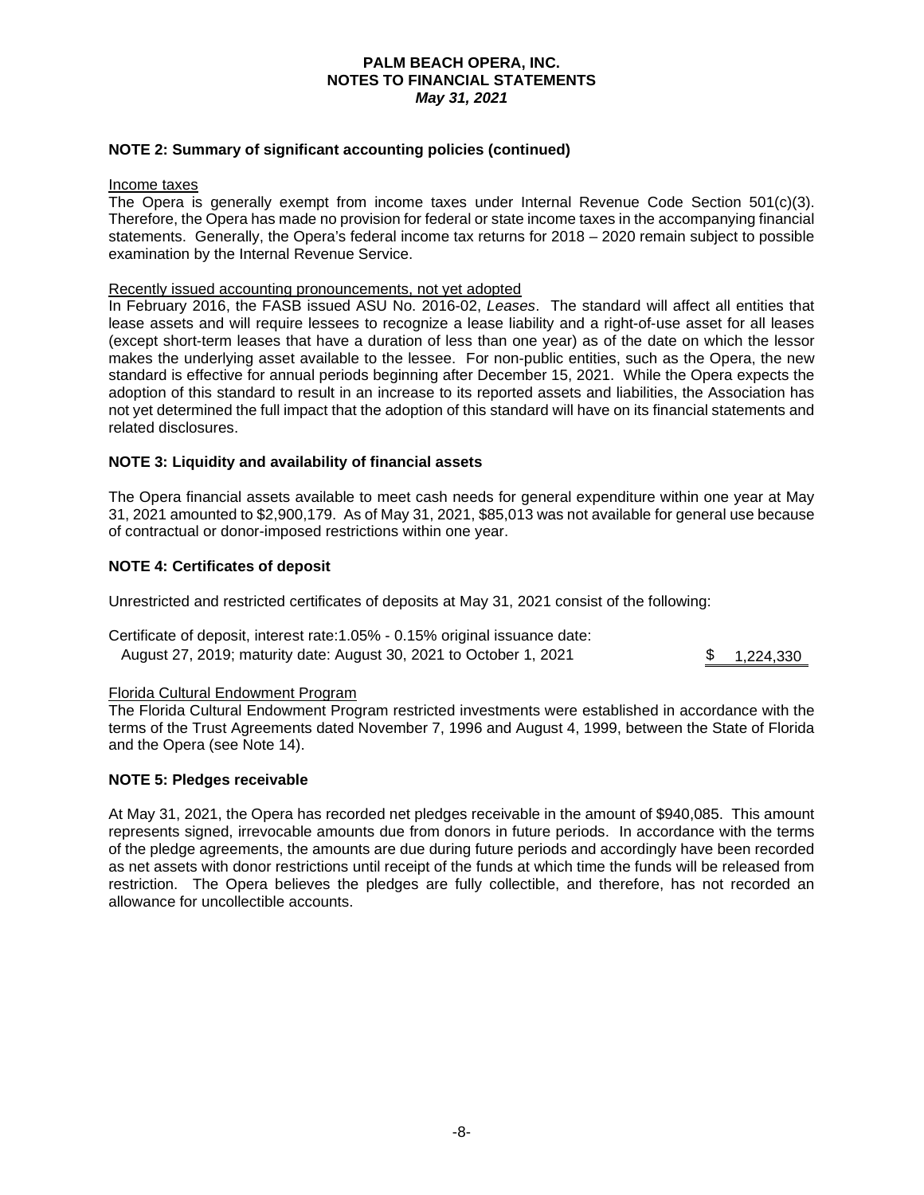# PALM BEACH OPERA, INC.
## NOTES TO FINANCIAL STATEMENTS
***May 31, 2021***

### NOTE 2: Summary of significant accounting policies (continued)

Income taxes

The Opera is generally exempt from income taxes under Internal Revenue Code Section 501(c)(3). Therefore, the Opera has made no provision for federal or state income taxes in the accompanying financial statements. Generally, the Opera's federal income tax returns for 2018 – 2020 remain subject to possible examination by the Internal Revenue Service.

Recently issued accounting pronouncements, not yet adopted

In February 2016, the FASB issued ASU No. 2016-02, *Leases*. The standard will affect all entities that lease assets and will require lessees to recognize a lease liability and a right-of-use asset for all leases (except short-term leases that have a duration of less than one year) as of the date on which the lessor makes the underlying asset available to the lessee. For non-public entities, such as the Opera, the new standard is effective for annual periods beginning after December 15, 2021. While the Opera expects the adoption of this standard to result in an increase to its reported assets and liabilities, the Association has not yet determined the full impact that the adoption of this standard will have on its financial statements and related disclosures.

### NOTE 3: Liquidity and availability of financial assets

The Opera financial assets available to meet cash needs for general expenditure within one year at May 31, 2021 amounted to $2,900,179. As of May 31, 2021, $85,013 was not available for general use because of contractual or donor-imposed restrictions within one year.

### NOTE 4: Certificates of deposit

Unrestricted and restricted certificates of deposits at May 31, 2021 consist of the following:

| | |
|---|---|
| Certificate of deposit, interest rate:1.05% - 0.15% original issuance date: August 27, 2019; maturity date: August 30, 2021 to October 1, 2021 | $ 1,224,330 |

Florida Cultural Endowment Program

The Florida Cultural Endowment Program restricted investments were established in accordance with the terms of the Trust Agreements dated November 7, 1996 and August 4, 1999, between the State of Florida and the Opera (see Note 14).

### NOTE 5: Pledges receivable

At May 31, 2021, the Opera has recorded net pledges receivable in the amount of $940,085. This amount represents signed, irrevocable amounts due from donors in future periods. In accordance with the terms of the pledge agreements, the amounts are due during future periods and accordingly have been recorded as net assets with donor restrictions until receipt of the funds at which time the funds will be released from restriction. The Opera believes the pledges are fully collectible, and therefore, has not recorded an allowance for uncollectible accounts.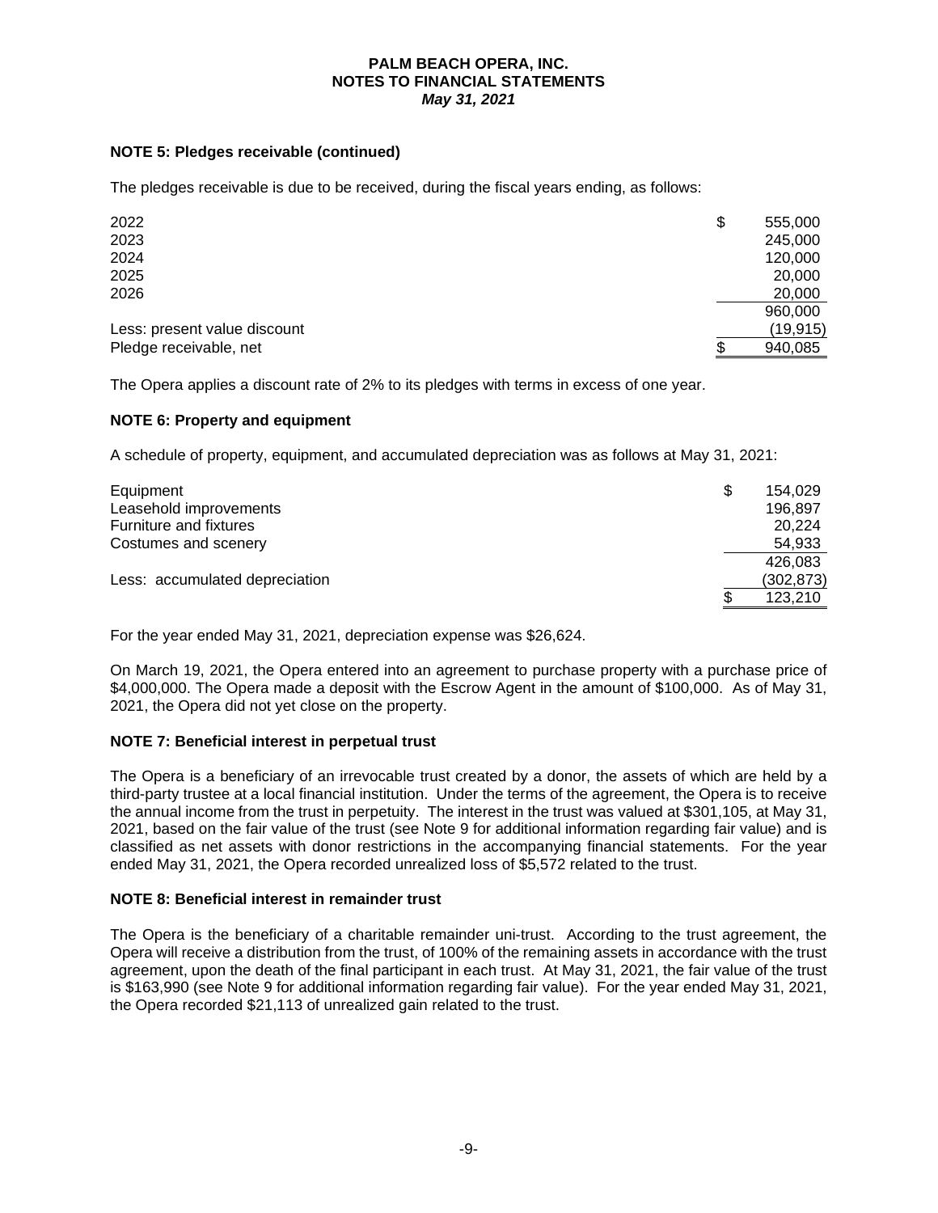**NOTE 5: Pledges receivable (continued)**

The pledges receivable is due to be received, during the fiscal years ending, as follows:

| | |
|---|---|
| 2022 | $ 555,000 |
| 2023 | 245,000 |
| 2024 | 120,000 |
| 2025 | 20,000 |
| 2026 | 20,000 |
| | 960,000 |
| Less: present value discount | (19,915) |
| Pledge receivable, net | $ 940,085 |

The Opera applies a discount rate of 2% to its pledges with terms in excess of one year.

**NOTE 6: Property and equipment**

A schedule of property, equipment, and accumulated depreciation was as follows at May 31, 2021:

| | |
|---|---|
| Equipment | $ 154,029 |
| Leasehold improvements | 196,897 |
| Furniture and fixtures | 20,224 |
| Costumes and scenery | 54,933 |
| | 426,083 |
| Less: accumulated depreciation | (302,873) |
| | $ 123,210 |

For the year ended May 31, 2021, depreciation expense was $26,624.

On March 19, 2021, the Opera entered into an agreement to purchase property with a purchase price of $4,000,000. The Opera made a deposit with the Escrow Agent in the amount of $100,000. As of May 31, 2021, the Opera did not yet close on the property.

**NOTE 7: Beneficial interest in perpetual trust**

The Opera is a beneficiary of an irrevocable trust created by a donor, the assets of which are held by a third-party trustee at a local financial institution. Under the terms of the agreement, the Opera is to receive the annual income from the trust in perpetuity. The interest in the trust was valued at $301,105, at May 31, 2021, based on the fair value of the trust (see Note 9 for additional information regarding fair value) and is classified as net assets with donor restrictions in the accompanying financial statements. For the year ended May 31, 2021, the Opera recorded unrealized loss of $5,572 related to the trust.

**NOTE 8: Beneficial interest in remainder trust**

The Opera is the beneficiary of a charitable remainder uni-trust. According to the trust agreement, the Opera will receive a distribution from the trust, of 100% of the remaining assets in accordance with the trust agreement, upon the death of the final participant in each trust. At May 31, 2021, the fair value of the trust is $163,990 (see Note 9 for additional information regarding fair value). For the year ended May 31, 2021, the Opera recorded $21,113 of unrealized gain related to the trust.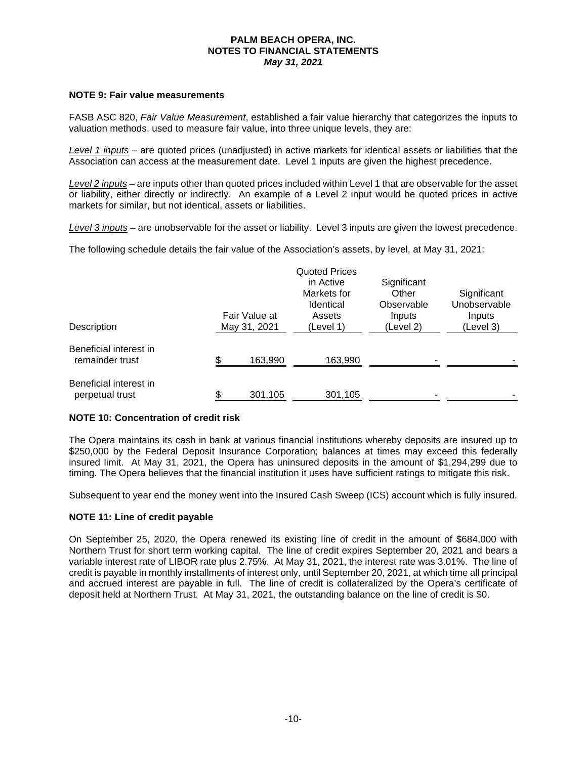### NOTE 9: Fair value measurements

FASB ASC 820, *Fair Value Measurement*, established a fair value hierarchy that categorizes the inputs to valuation methods, used to measure fair value, into three unique levels, they are:

*Level 1 inputs* – are quoted prices (unadjusted) in active markets for identical assets or liabilities that the Association can access at the measurement date. Level 1 inputs are given the highest precedence.

*Level 2 inputs* – are inputs other than quoted prices included within Level 1 that are observable for the asset or liability, either directly or indirectly. An example of a Level 2 input would be quoted prices in active markets for similar, but not identical, assets or liabilities.

*Level 3 inputs* – are unobservable for the asset or liability. Level 3 inputs are given the lowest precedence.

The following schedule details the fair value of the Association's assets, by level, at May 31, 2021:

| Description | Fair Value at May 31, 2021 | Quoted Prices in Active Markets for Identical Assets (Level 1) | Significant Other Observable Inputs (Level 2) | Significant Unobservable Inputs (Level 3) |
|---|---|---|---|---|
| Beneficial interest in remainder trust | $ 163,990 | 163,990 | - | - |
| Beneficial interest in perpetual trust | $ 301,105 | 301,105 | - | - |

### NOTE 10: Concentration of credit risk

The Opera maintains its cash in bank at various financial institutions whereby deposits are insured up to $250,000 by the Federal Deposit Insurance Corporation; balances at times may exceed this federally insured limit. At May 31, 2021, the Opera has uninsured deposits in the amount of $1,294,299 due to timing. The Opera believes that the financial institution it uses have sufficient ratings to mitigate this risk.

Subsequent to year end the money went into the Insured Cash Sweep (ICS) account which is fully insured.

### NOTE 11: Line of credit payable

On September 25, 2020, the Opera renewed its existing line of credit in the amount of $684,000 with Northern Trust for short term working capital. The line of credit expires September 20, 2021 and bears a variable interest rate of LIBOR rate plus 2.75%. At May 31, 2021, the interest rate was 3.01%. The line of credit is payable in monthly installments of interest only, until September 20, 2021, at which time all principal and accrued interest are payable in full. The line of credit is collateralized by the Opera's certificate of deposit held at Northern Trust. At May 31, 2021, the outstanding balance on the line of credit is $0.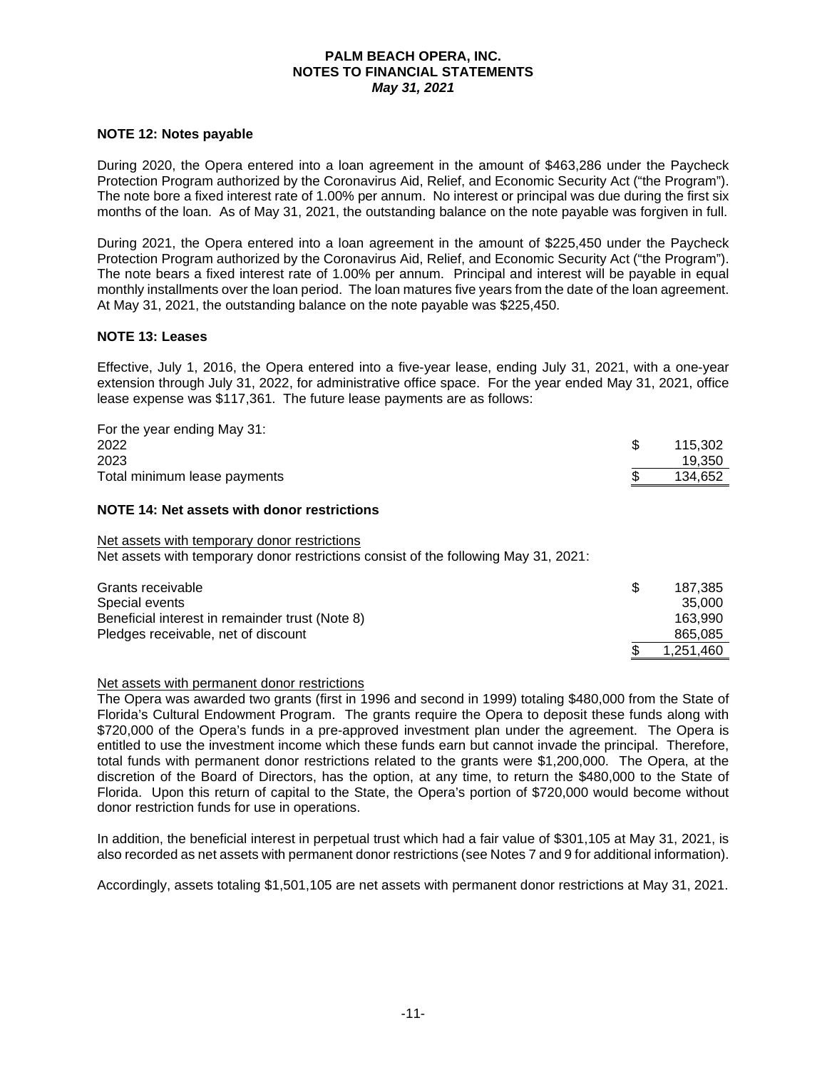**PALM BEACH OPERA, INC.**
**NOTES TO FINANCIAL STATEMENTS**
***May 31, 2021***

**NOTE 12: Notes payable**

During 2020, the Opera entered into a loan agreement in the amount of $463,286 under the Paycheck Protection Program authorized by the Coronavirus Aid, Relief, and Economic Security Act ("the Program"). The note bore a fixed interest rate of 1.00% per annum. No interest or principal was due during the first six months of the loan. As of May 31, 2021, the outstanding balance on the note payable was forgiven in full.

During 2021, the Opera entered into a loan agreement in the amount of $225,450 under the Paycheck Protection Program authorized by the Coronavirus Aid, Relief, and Economic Security Act ("the Program"). The note bears a fixed interest rate of 1.00% per annum. Principal and interest will be payable in equal monthly installments over the loan period. The loan matures five years from the date of the loan agreement. At May 31, 2021, the outstanding balance on the note payable was $225,450.

**NOTE 13: Leases**

Effective, July 1, 2016, the Opera entered into a five-year lease, ending July 31, 2021, with a one-year extension through July 31, 2022, for administrative office space. For the year ended May 31, 2021, office lease expense was $117,361. The future lease payments are as follows:

| For the year ending May 31: | |
|---|---|
| 2022 | $ 115,302 |
| 2023 | 19,350 |
| Total minimum lease payments | $ 134,652 |

**NOTE 14: Net assets with donor restrictions**

Net assets with temporary donor restrictions

Net assets with temporary donor restrictions consist of the following May 31, 2021:

| | |
|---|---|
| Grants receivable | $ 187,385 |
| Special events | 35,000 |
| Beneficial interest in remainder trust (Note 8) | 163,990 |
| Pledges receivable, net of discount | 865,085 |
| | $ 1,251,460 |

Net assets with permanent donor restrictions

The Opera was awarded two grants (first in 1996 and second in 1999) totaling $480,000 from the State of Florida's Cultural Endowment Program. The grants require the Opera to deposit these funds along with $720,000 of the Opera's funds in a pre-approved investment plan under the agreement. The Opera is entitled to use the investment income which these funds earn but cannot invade the principal. Therefore, total funds with permanent donor restrictions related to the grants were $1,200,000. The Opera, at the discretion of the Board of Directors, has the option, at any time, to return the $480,000 to the State of Florida. Upon this return of capital to the State, the Opera's portion of $720,000 would become without donor restriction funds for use in operations.

In addition, the beneficial interest in perpetual trust which had a fair value of $301,105 at May 31, 2021, is also recorded as net assets with permanent donor restrictions (see Notes 7 and 9 for additional information).

Accordingly, assets totaling $1,501,105 are net assets with permanent donor restrictions at May 31, 2021.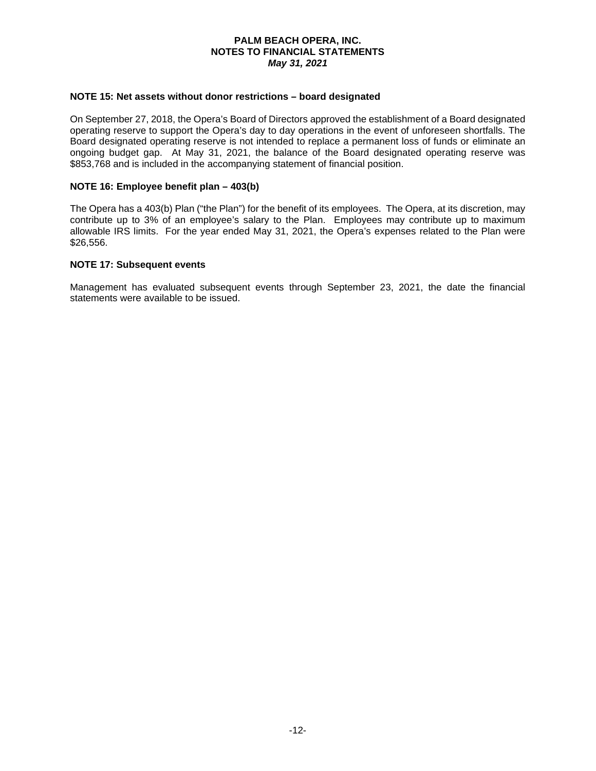### NOTE 15: Net assets without donor restrictions – board designated

On September 27, 2018, the Opera's Board of Directors approved the establishment of a Board designated operating reserve to support the Opera's day to day operations in the event of unforeseen shortfalls. The Board designated operating reserve is not intended to replace a permanent loss of funds or eliminate an ongoing budget gap. At May 31, 2021, the balance of the Board designated operating reserve was $853,768 and is included in the accompanying statement of financial position.

### NOTE 16: Employee benefit plan – 403(b)

The Opera has a 403(b) Plan ("the Plan") for the benefit of its employees. The Opera, at its discretion, may contribute up to 3% of an employee's salary to the Plan. Employees may contribute up to maximum allowable IRS limits. For the year ended May 31, 2021, the Opera's expenses related to the Plan were $26,556.

### NOTE 17: Subsequent events

Management has evaluated subsequent events through September 23, 2021, the date the financial statements were available to be issued.